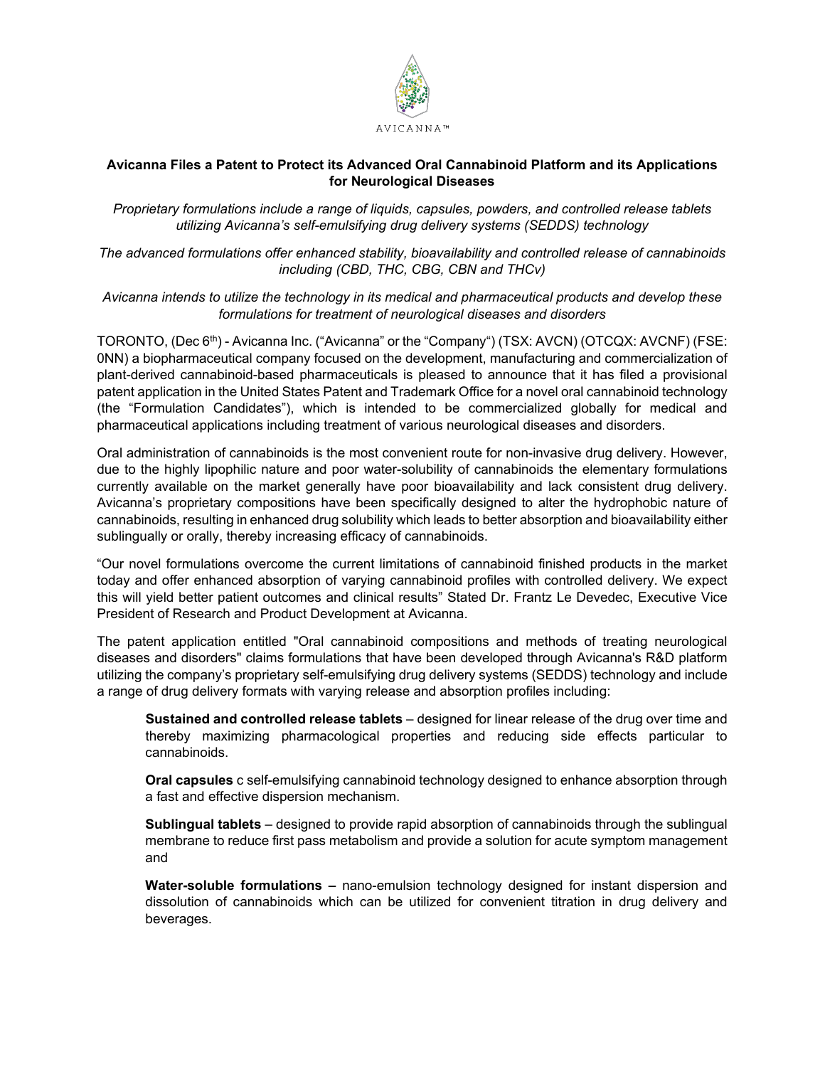AVICANNA™

**Avicanna Files a Patent to Protect its Advanced Oral Cannabinoid Platform and its Applications for Neurological Diseases**

*Proprietary formulations include a range of liquids, capsules, powders, and controlled release tablets utilizing Avicanna's self-emulsifying drug delivery systems (SEDDS) technology*

*The advanced formulations offer enhanced stability, bioavailability and controlled release of cannabinoids including (CBD, THC, CBG, CBN and THCv)*

*Avicanna intends to utilize the technology in its medical and pharmaceutical products and develop these formulations for treatment of neurological diseases and disorders*

TORONTO, (Dec 6th) - Avicanna Inc. ("Avicanna" or the "Company") (TSX: AVCN) (OTCQX: AVCNF) (FSE: 0NN) a biopharmaceutical company focused on the development, manufacturing and commercialization of plant-derived cannabinoid-based pharmaceuticals is pleased to announce that it has filed a provisional patent application in the United States Patent and Trademark Office for a novel oral cannabinoid technology (the "Formulation Candidates"), which is intended to be commercialized globally for medical and pharmaceutical applications including treatment of various neurological diseases and disorders.

Oral administration of cannabinoids is the most convenient route for non-invasive drug delivery. However, due to the highly lipophilic nature and poor water-solubility of cannabinoids the elementary formulations currently available on the market generally have poor bioavailability and lack consistent drug delivery. Avicanna's proprietary compositions have been specifically designed to alter the hydrophobic nature of cannabinoids, resulting in enhanced drug solubility which leads to better absorption and bioavailability either sublingually or orally, thereby increasing efficacy of cannabinoids.

"Our novel formulations overcome the current limitations of cannabinoid finished products in the market today and offer enhanced absorption of varying cannabinoid profiles with controlled delivery. We expect this will yield better patient outcomes and clinical results" Stated Dr. Frantz Le Devedec, Executive Vice President of Research and Product Development at Avicanna.

The patent application entitled "Oral cannabinoid compositions and methods of treating neurological diseases and disorders" claims formulations that have been developed through Avicanna's R&D platform utilizing the company's proprietary self-emulsifying drug delivery systems (SEDDS) technology and include a range of drug delivery formats with varying release and absorption profiles including:

**Sustained and controlled release tablets** – designed for linear release of the drug over time and thereby maximizing pharmacological properties and reducing side effects particular to cannabinoids.

**Oral capsules** c self-emulsifying cannabinoid technology designed to enhance absorption through a fast and effective dispersion mechanism.

**Sublingual tablets** – designed to provide rapid absorption of cannabinoids through the sublingual membrane to reduce first pass metabolism and provide a solution for acute symptom management and

**Water-soluble formulations –** nano-emulsion technology designed for instant dispersion and dissolution of cannabinoids which can be utilized for convenient titration in drug delivery and beverages.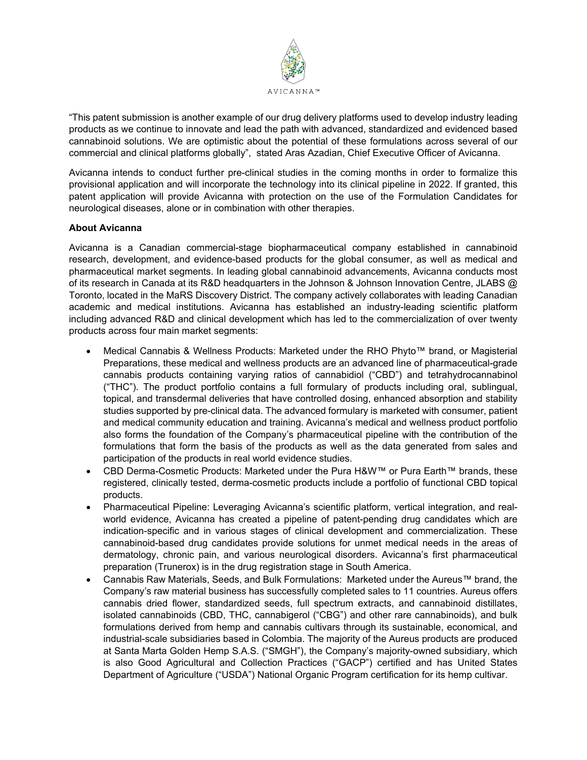"This patent submission is another example of our drug delivery platforms used to develop industry leading products as we continue to innovate and lead the path with advanced, standardized and evidenced based cannabinoid solutions. We are optimistic about the potential of these formulations across several of our commercial and clinical platforms globally", stated Aras Azadian, Chief Executive Officer of Avicanna.

Avicanna intends to conduct further pre-clinical studies in the coming months in order to formalize this provisional application and will incorporate the technology into its clinical pipeline in 2022. If granted, this patent application will provide Avicanna with protection on the use of the Formulation Candidates for neurological diseases, alone or in combination with other therapies.

**About Avicanna**

Avicanna is a Canadian commercial-stage biopharmaceutical company established in cannabinoid research, development, and evidence-based products for the global consumer, as well as medical and pharmaceutical market segments. In leading global cannabinoid advancements, Avicanna conducts most of its research in Canada at its R&D headquarters in the Johnson & Johnson Innovation Centre, JLABS @ Toronto, located in the MaRS Discovery District. The company actively collaborates with leading Canadian academic and medical institutions. Avicanna has established an industry-leading scientific platform including advanced R&D and clinical development which has led to the commercialization of over twenty products across four main market segments:

- Medical Cannabis & Wellness Products: Marketed under the RHO Phyto™ brand, or Magisterial Preparations, these medical and wellness products are an advanced line of pharmaceutical-grade cannabis products containing varying ratios of cannabidiol ("CBD") and tetrahydrocannabinol ("THC"). The product portfolio contains a full formulary of products including oral, sublingual, topical, and transdermal deliveries that have controlled dosing, enhanced absorption and stability studies supported by pre-clinical data. The advanced formulary is marketed with consumer, patient and medical community education and training. Avicanna's medical and wellness product portfolio also forms the foundation of the Company's pharmaceutical pipeline with the contribution of the formulations that form the basis of the products as well as the data generated from sales and participation of the products in real world evidence studies.
- CBD Derma-Cosmetic Products: Marketed under the Pura H&W™ or Pura Earth™ brands, these registered, clinically tested, derma-cosmetic products include a portfolio of functional CBD topical products.
- Pharmaceutical Pipeline: Leveraging Avicanna's scientific platform, vertical integration, and real-world evidence, Avicanna has created a pipeline of patent-pending drug candidates which are indication-specific and in various stages of clinical development and commercialization. These cannabinoid-based drug candidates provide solutions for unmet medical needs in the areas of dermatology, chronic pain, and various neurological disorders. Avicanna's first pharmaceutical preparation (Trunerox) is in the drug registration stage in South America.
- Cannabis Raw Materials, Seeds, and Bulk Formulations: Marketed under the Aureus™ brand, the Company's raw material business has successfully completed sales to 11 countries. Aureus offers cannabis dried flower, standardized seeds, full spectrum extracts, and cannabinoid distillates, isolated cannabinoids (CBD, THC, cannabigerol ("CBG") and other rare cannabinoids), and bulk formulations derived from hemp and cannabis cultivars through its sustainable, economical, and industrial-scale subsidiaries based in Colombia. The majority of the Aureus products are produced at Santa Marta Golden Hemp S.A.S. ("SMGH"), the Company's majority-owned subsidiary, which is also Good Agricultural and Collection Practices ("GACP") certified and has United States Department of Agriculture ("USDA") National Organic Program certification for its hemp cultivar.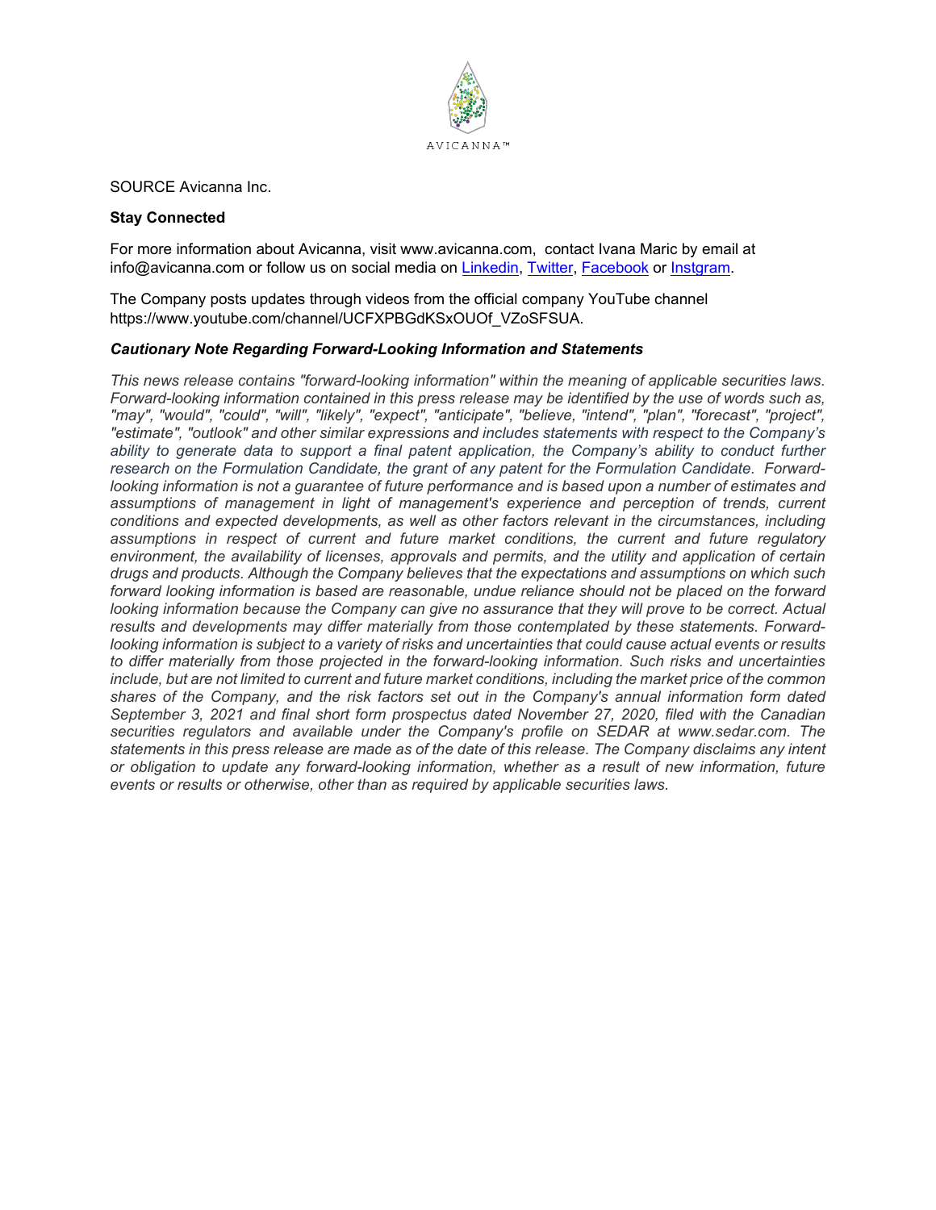SOURCE Avicanna Inc.

**Stay Connected**

For more information about Avicanna, visit www.avicanna.com, contact Ivana Maric by email at info@avicanna.com or follow us on social media on Linkedin, Twitter, Facebook or Instgram.

The Company posts updates through videos from the official company YouTube channel https://www.youtube.com/channel/UCFXPBGdKSxOUOf_VZoSFSUA.

***Cautionary Note Regarding Forward-Looking Information and Statements***

*This news release contains "forward-looking information" within the meaning of applicable securities laws. Forward-looking information contained in this press release may be identified by the use of words such as, "may", "would", "could", "will", "likely", "expect", "anticipate", "believe, "intend", "plan", "forecast", "project", "estimate", "outlook" and other similar expressions and includes statements with respect to the Company's ability to generate data to support a final patent application, the Company's ability to conduct further research on the Formulation Candidate, the grant of any patent for the Formulation Candidate. Forward-looking information is not a guarantee of future performance and is based upon a number of estimates and assumptions of management in light of management's experience and perception of trends, current conditions and expected developments, as well as other factors relevant in the circumstances, including assumptions in respect of current and future market conditions, the current and future regulatory environment, the availability of licenses, approvals and permits, and the utility and application of certain drugs and products. Although the Company believes that the expectations and assumptions on which such forward looking information is based are reasonable, undue reliance should not be placed on the forward looking information because the Company can give no assurance that they will prove to be correct. Actual results and developments may differ materially from those contemplated by these statements. Forward-looking information is subject to a variety of risks and uncertainties that could cause actual events or results to differ materially from those projected in the forward-looking information. Such risks and uncertainties include, but are not limited to current and future market conditions, including the market price of the common shares of the Company, and the risk factors set out in the Company's annual information form dated September 3, 2021 and final short form prospectus dated November 27, 2020, filed with the Canadian securities regulators and available under the Company's profile on SEDAR at www.sedar.com. The statements in this press release are made as of the date of this release. The Company disclaims any intent or obligation to update any forward-looking information, whether as a result of new information, future events or results or otherwise, other than as required by applicable securities laws.*